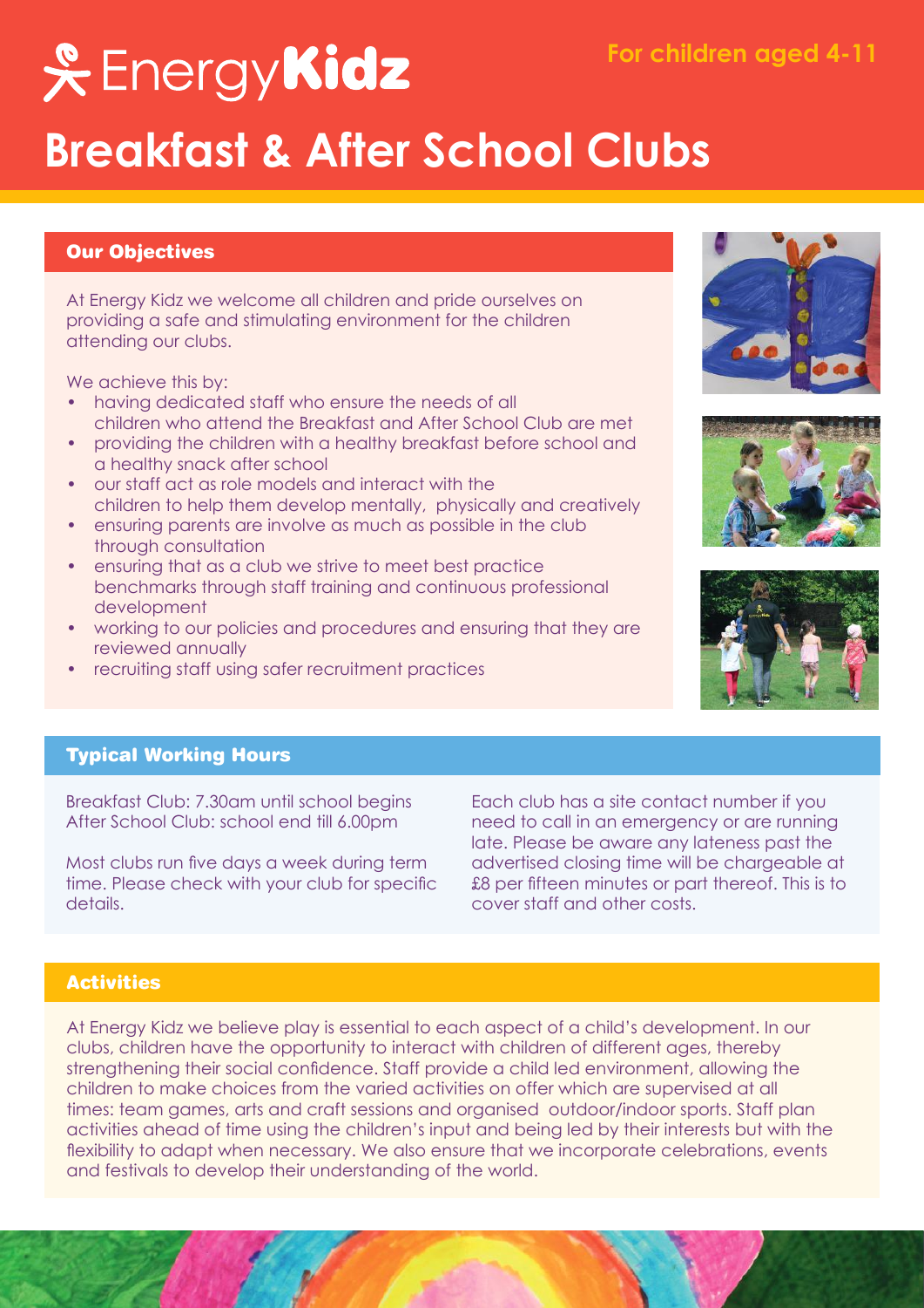Energy**Kidz**

For children aged 4-11

# Breakfast & After School Clubs

## Our Objectives

At Energy Kidz we welcome all children and pride ourselves on providing a safe and stimulating environment for the children attending our clubs.

We achieve this by:

- having dedicated staff who ensure the needs of all children who attend the Breakfast and After School Club are met
- providing the children with a healthy breakfast before school and a healthy snack after school
- our staff act as role models and interact with the children to help them develop mentally, physically and creatively
- ensuring parents are involve as much as possible in the club through consultation
- ensuring that as a club we strive to meet best practice benchmarks through staff training and continuous professional development
- working to our policies and procedures and ensuring that they are reviewed annually
- recruiting staff using safer recruitment practices

## Typical Working Hours

Breakfast Club: 7.30am until school begins
After School Club: school end till 6.00pm

Most clubs run five days a week during term time. Please check with your club for specific details.

Each club has a site contact number if you need to call in an emergency or are running late. Please be aware any lateness past the advertised closing time will be chargeable at £8 per fifteen minutes or part thereof. This is to cover staff and other costs.

## Activities

At Energy Kidz we believe play is essential to each aspect of a child's development. In our clubs, children have the opportunity to interact with children of different ages, thereby strengthening their social confidence. Staff provide a child led environment, allowing the children to make choices from the varied activities on offer which are supervised at all times: team games, arts and craft sessions and organised outdoor/indoor sports. Staff plan activities ahead of time using the children's input and being led by their interests but with the flexibility to adapt when necessary. We also ensure that we incorporate celebrations, events and festivals to develop their understanding of the world.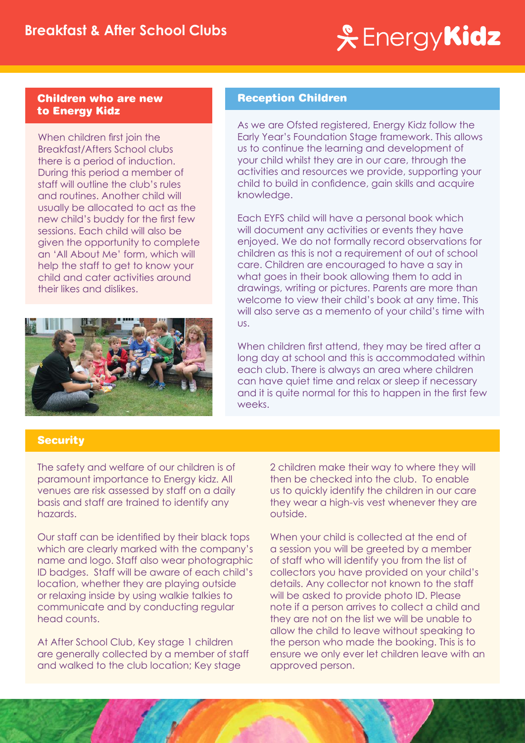## Children who are new to Energy Kidz

When children first join the Breakfast/Afters School clubs there is a period of induction. During this period a member of staff will outline the club's rules and routines. Another child will usually be allocated to act as the new child's buddy for the first few sessions. Each child will also be given the opportunity to complete an 'All About Me' form, which will help the staff to get to know your child and cater activities around their likes and dislikes.

## Reception Children

As we are Ofsted registered, Energy Kidz follow the Early Year's Foundation Stage framework. This allows us to continue the learning and development of your child whilst they are in our care, through the activities and resources we provide, supporting your child to build in confidence, gain skills and acquire knowledge.

Each EYFS child will have a personal book which will document any activities or events they have enjoyed. We do not formally record observations for children as this is not a requirement of out of school care. Children are encouraged to have a say in what goes in their book allowing them to add in drawings, writing or pictures. Parents are more than welcome to view their child's book at any time. This will also serve as a memento of your child's time with us.

When children first attend, they may be tired after a long day at school and this is accommodated within each club. There is always an area where children can have quiet time and relax or sleep if necessary and it is quite normal for this to happen in the first few weeks.

## Security

The safety and welfare of our children is of paramount importance to Energy kidz. All venues are risk assessed by staff on a daily basis and staff are trained to identify any hazards.

Our staff can be identified by their black tops which are clearly marked with the company's name and logo. Staff also wear photographic ID badges. Staff will be aware of each child's location, whether they are playing outside or relaxing inside by using walkie talkies to communicate and by conducting regular head counts.

At After School Club, Key stage 1 children are generally collected by a member of staff and walked to the club location; Key stage 2 children make their way to where they will then be checked into the club. To enable us to quickly identify the children in our care they wear a high-vis vest whenever they are outside.

When your child is collected at the end of a session you will be greeted by a member of staff who will identify you from the list of collectors you have provided on your child's details. Any collector not known to the staff will be asked to provide photo ID. Please note if a person arrives to collect a child and they are not on the list we will be unable to allow the child to leave without speaking to the person who made the booking. This is to ensure we only ever let children leave with an approved person.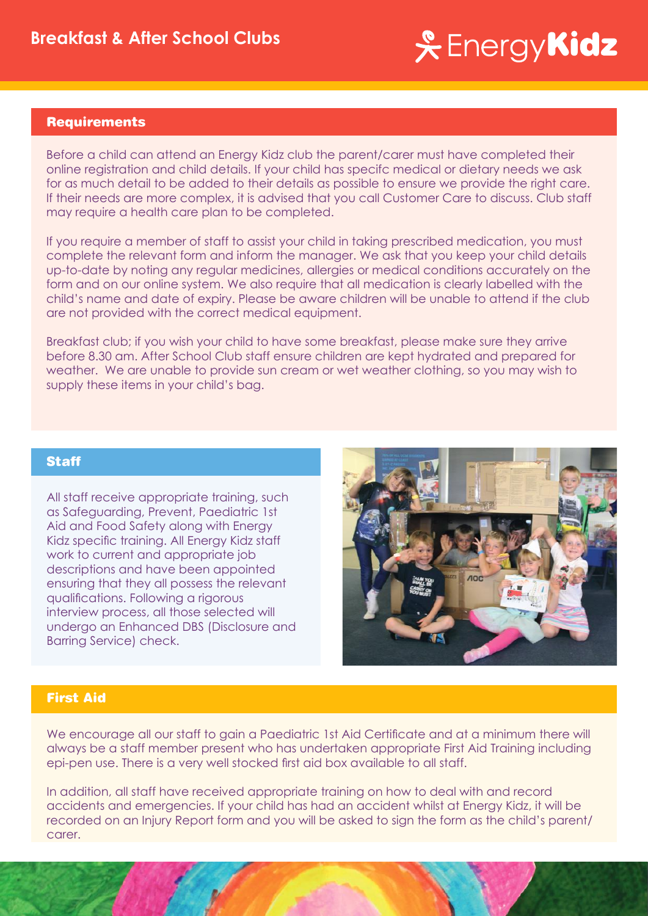## Requirements

Before a child can attend an Energy Kidz club the parent/carer must have completed their online registration and child details. If your child has specifc medical or dietary needs we ask for as much detail to be added to their details as possible to ensure we provide the right care. If their needs are more complex, it is advised that you call Customer Care to discuss. Club staff may require a health care plan to be completed.

If you require a member of staff to assist your child in taking prescribed medication, you must complete the relevant form and inform the manager. We ask that you keep your child details up-to-date by noting any regular medicines, allergies or medical conditions accurately on the form and on our online system. We also require that all medication is clearly labelled with the child's name and date of expiry. Please be aware children will be unable to attend if the club are not provided with the correct medical equipment.

Breakfast club; if you wish your child to have some breakfast, please make sure they arrive before 8.30 am. After School Club staff ensure children are kept hydrated and prepared for weather. We are unable to provide sun cream or wet weather clothing, so you may wish to supply these items in your child's bag.

## Staff

All staff receive appropriate training, such as Safeguarding, Prevent, Paediatric 1st Aid and Food Safety along with Energy Kidz specific training. All Energy Kidz staff work to current and appropriate job descriptions and have been appointed ensuring that they all possess the relevant qualifications. Following a rigorous interview process, all those selected will undergo an Enhanced DBS (Disclosure and Barring Service) check.

## First Aid

We encourage all our staff to gain a Paediatric 1st Aid Certificate and at a minimum there will always be a staff member present who has undertaken appropriate First Aid Training including epi-pen use. There is a very well stocked first aid box available to all staff.

In addition, all staff have received appropriate training on how to deal with and record accidents and emergencies. If your child has had an accident whilst at Energy Kidz, it will be recorded on an Injury Report form and you will be asked to sign the form as the child's parent/carer.